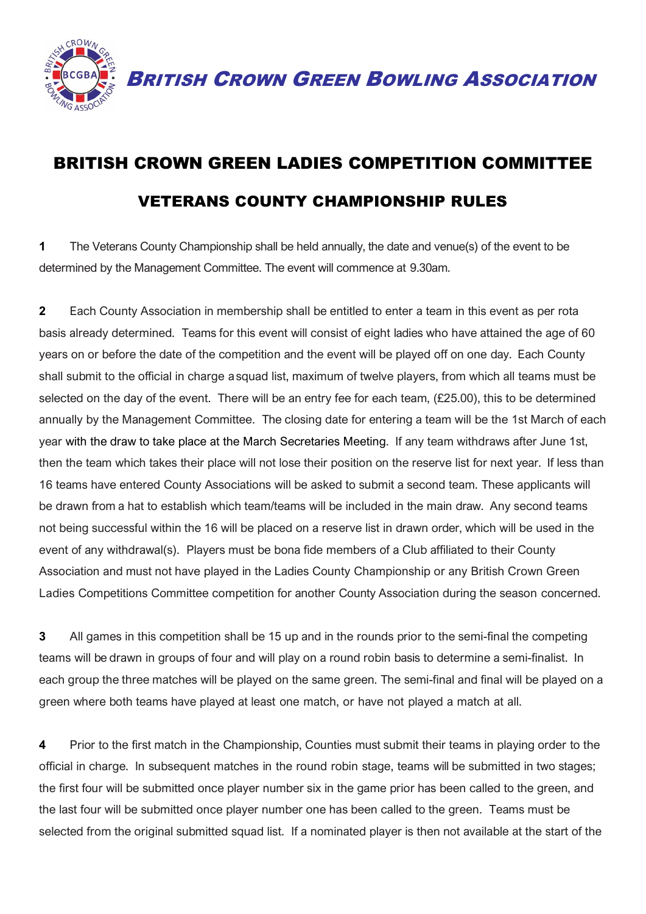**BRITISH CROWN GREEN BOWLING ASSOCIATION**

# BRITISH CROWN GREEN LADIES COMPETITION COMMITTEE

## VETERANS COUNTY CHAMPIONSHIP RULES

**1** The Veterans County Championship shall be held annually, the date and venue(s) of the event to be determined by the Management Committee. The event will commence at 9.30am.

**2** Each County Association in membership shall be entitled to enter a team in this event as per rota basis already determined. Teams for this event will consist of eight ladies who have attained the age of 60 years on or before the date of the competition and the event will be played off on one day. Each County shall submit to the official in charge a squad list, maximum of twelve players, from which all teams must be selected on the day of the event. There will be an entry fee for each team, (£25.00), this to be determined annually by the Management Committee. The closing date for entering a team will be the 1st March of each year with the draw to take place at the March Secretaries Meeting. If any team withdraws after June 1st, then the team which takes their place will not lose their position on the reserve list for next year. If less than 16 teams have entered County Associations will be asked to submit a second team. These applicants will be drawn from a hat to establish which team/teams will be included in the main draw. Any second teams not being successful within the 16 will be placed on a reserve list in drawn order, which will be used in the event of any withdrawal(s). Players must be bona fide members of a Club affiliated to their County Association and must not have played in the Ladies County Championship or any British Crown Green Ladies Competitions Committee competition for another County Association during the season concerned.

**3** All games in this competition shall be 15 up and in the rounds prior to the semi-final the competing teams will be drawn in groups of four and will play on a round robin basis to determine a semi-finalist. In each group the three matches will be played on the same green. The semi-final and final will be played on a green where both teams have played at least one match, or have not played a match at all.

**4** Prior to the first match in the Championship, Counties must submit their teams in playing order to the official in charge. In subsequent matches in the round robin stage, teams will be submitted in two stages; the first four will be submitted once player number six in the game prior has been called to the green, and the last four will be submitted once player number one has been called to the green. Teams must be selected from the original submitted squad list. If a nominated player is then not available at the start of the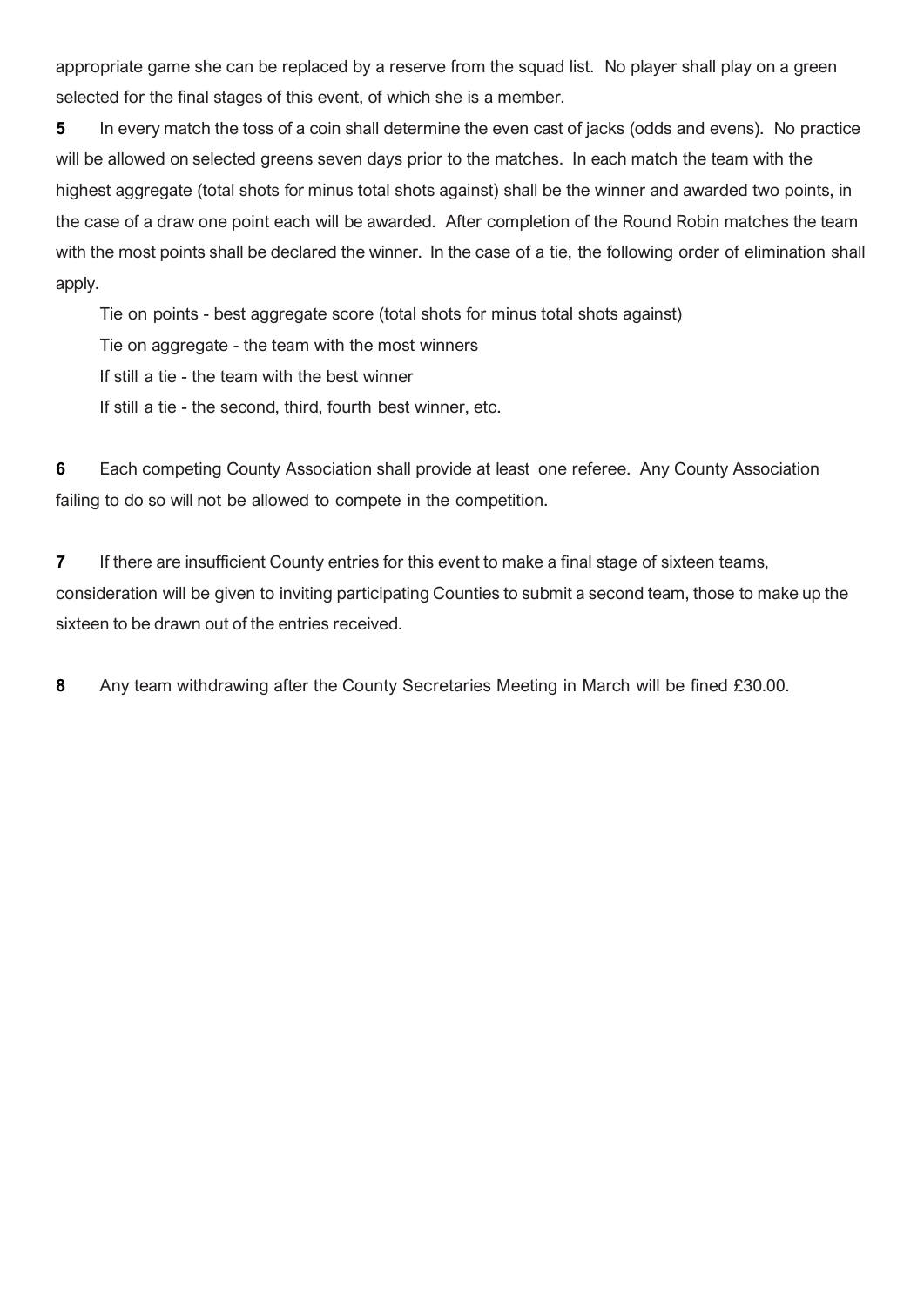appropriate game she can be replaced by a reserve from the squad list. No player shall play on a green selected for the final stages of this event, of which she is a member.

**5** In every match the toss of a coin shall determine the even cast of jacks (odds and evens). No practice will be allowed on selected greens seven days prior to the matches. In each match the team with the highest aggregate (total shots for minus total shots against) shall be the winner and awarded two points, in the case of a draw one point each will be awarded. After completion of the Round Robin matches the team with the most points shall be declared the winner. In the case of a tie, the following order of elimination shall apply.

Tie on points - best aggregate score (total shots for minus total shots against)

Tie on aggregate - the team with the most winners

If still a tie - the team with the best winner

If still a tie - the second, third, fourth best winner, etc.

**6** Each competing County Association shall provide at least one referee. Any County Association failing to do so will not be allowed to compete in the competition.

**7** If there are insufficient County entries for this event to make a final stage of sixteen teams, consideration will be given to inviting participating Counties to submit a second team, those to make up the sixteen to be drawn out of the entries received.

**8** Any team withdrawing after the County Secretaries Meeting in March will be fined £30.00.